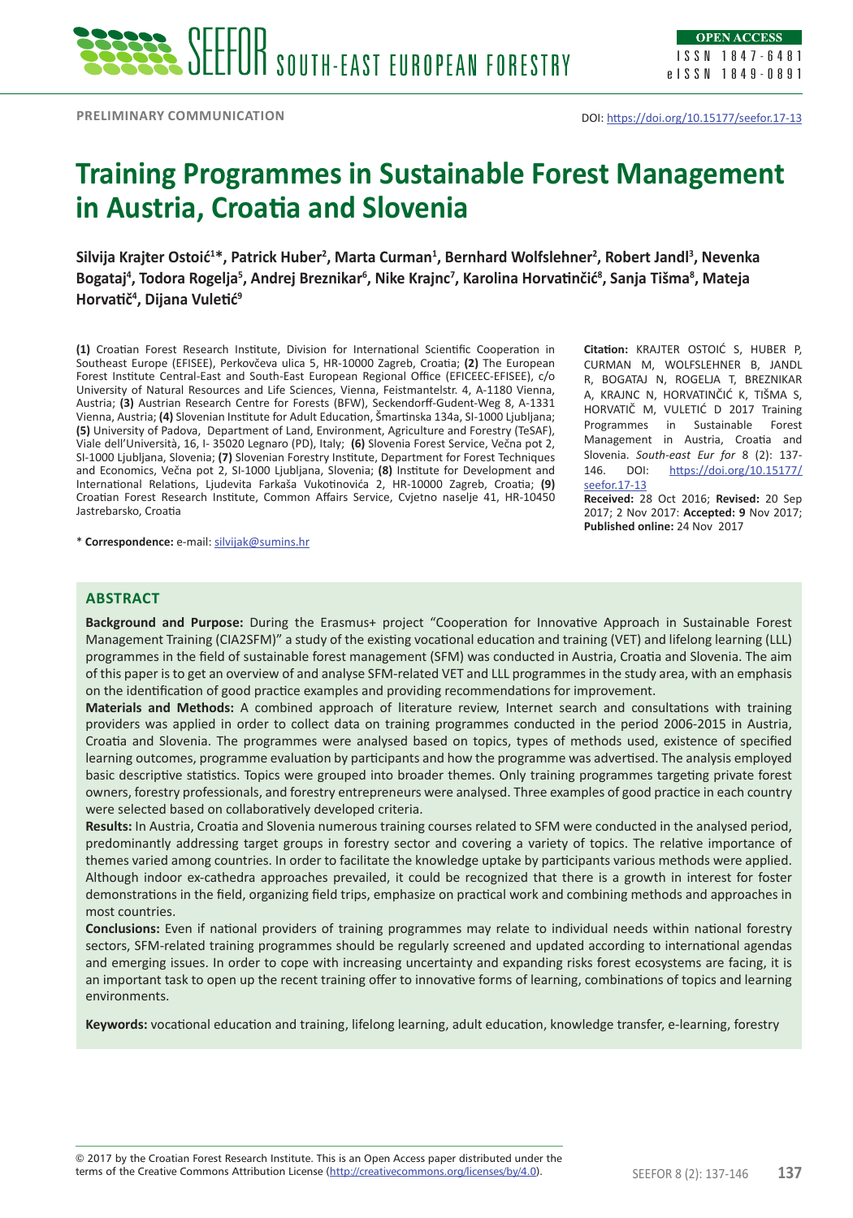PRELIMINARY COMMUNICATION

DOI: https://doi.org/10.15177/seefor.17-13

# Training Programmes in Sustainable Forest Management in Austria, Croatia and Slovenia

**Silvija Krajter Ostoić[1]\*, Patrick Huber[2], Marta Curman[1], Bernhard Wolfslehner[2], Robert Jandl[3], Nevenka Bogataj[4], Todora Rogelja[5], Andrej Breznikar[6], Nike Krajnc[7], Karolina Horvatinčić[8], Sanja Tišma[8], Mateja Horvatič[4], Dijana Vuletić[9]**

**(1)** Croatian Forest Research Institute, Division for International Scientific Cooperation in Southeast Europe (EFISEE), Perkovčeva ulica 5, HR-10000 Zagreb, Croatia; **(2)** The European Forest Institute Central-East and South-East European Regional Office (EFICEEC-EFISEE), c/o University of Natural Resources and Life Sciences, Vienna, Feistmantelstr. 4, A-1180 Vienna, Austria; **(3)** Austrian Research Centre for Forests (BFW), Seckendorff-Gudent-Weg 8, A-1331 Vienna, Austria; **(4)** Slovenian Institute for Adult Education, Šmartinska 134a, SI-1000 Ljubljana; **(5)** University of Padova, Department of Land, Environment, Agriculture and Forestry (TeSAF), Viale dell'Università, 16, I- 35020 Legnaro (PD), Italy; **(6)** Slovenia Forest Service, Večna pot 2, SI-1000 Ljubljana, Slovenia; **(7)** Slovenian Forestry Institute, Department for Forest Techniques and Economics, Večna pot 2, SI-1000 Ljubljana, Slovenia; **(8)** Institute for Development and International Relations, Ljudevita Farkaša Vukotinovića 2, HR-10000 Zagreb, Croatia; **(9)** Croatian Forest Research Institute, Common Affairs Service, Cvjetno naselje 41, HR-10450 Jastrebarsko, Croatia

\* **Correspondence:** e-mail: silvijak@sumins.hr

**Citation:** KRAJTER OSTOIĆ S, HUBER P, CURMAN M, WOLFSLEHNER B, JANDL R, BOGATAJ N, ROGELJA T, BREZNIKAR A, KRAJNC N, HORVATINČIĆ K, TIŠMA S, HORVATIČ M, VULETIĆ D 2017 Training Programmes in Sustainable Forest Management in Austria, Croatia and Slovenia. *South-east Eur for* 8 (2): 137-146. DOI: https://doi.org/10.15177/seefor.17-13

**Received:** 28 Oct 2016; **Revised:** 20 Sep 2017; 2 Nov 2017; **Accepted:** 9 Nov 2017; **Published online:** 24 Nov 2017

## ABSTRACT

**Background and Purpose:** During the Erasmus+ project "Cooperation for Innovative Approach in Sustainable Forest Management Training (CIA2SFM)" a study of the existing vocational education and training (VET) and lifelong learning (LLL) programmes in the field of sustainable forest management (SFM) was conducted in Austria, Croatia and Slovenia. The aim of this paper is to get an overview of and analyse SFM-related VET and LLL programmes in the study area, with an emphasis on the identification of good practice examples and providing recommendations for improvement.

**Materials and Methods:** A combined approach of literature review, Internet search and consultations with training providers was applied in order to collect data on training programmes conducted in the period 2006-2015 in Austria, Croatia and Slovenia. The programmes were analysed based on topics, types of methods used, existence of specified learning outcomes, programme evaluation by participants and how the programme was advertised. The analysis employed basic descriptive statistics. Topics were grouped into broader themes. Only training programmes targeting private forest owners, forestry professionals, and forestry entrepreneurs were analysed. Three examples of good practice in each country were selected based on collaboratively developed criteria.

**Results:** In Austria, Croatia and Slovenia numerous training courses related to SFM were conducted in the analysed period, predominantly addressing target groups in forestry sector and covering a variety of topics. The relative importance of themes varied among countries. In order to facilitate the knowledge uptake by participants various methods were applied. Although indoor ex-cathedra approaches prevailed, it could be recognized that there is a growth in interest for foster demonstrations in the field, organizing field trips, emphasize on practical work and combining methods and approaches in most countries.

**Conclusions:** Even if national providers of training programmes may relate to individual needs within national forestry sectors, SFM-related training programmes should be regularly screened and updated according to international agendas and emerging issues. In order to cope with increasing uncertainty and expanding risks forest ecosystems are facing, it is an important task to open up the recent training offer to innovative forms of learning, combinations of topics and learning environments.

**Keywords:** vocational education and training, lifelong learning, adult education, knowledge transfer, e-learning, forestry

© 2017 by the Croatian Forest Research Institute. This is an Open Access paper distributed under the terms of the Creative Commons Attribution License (http://creativecommons.org/licenses/by/4.0).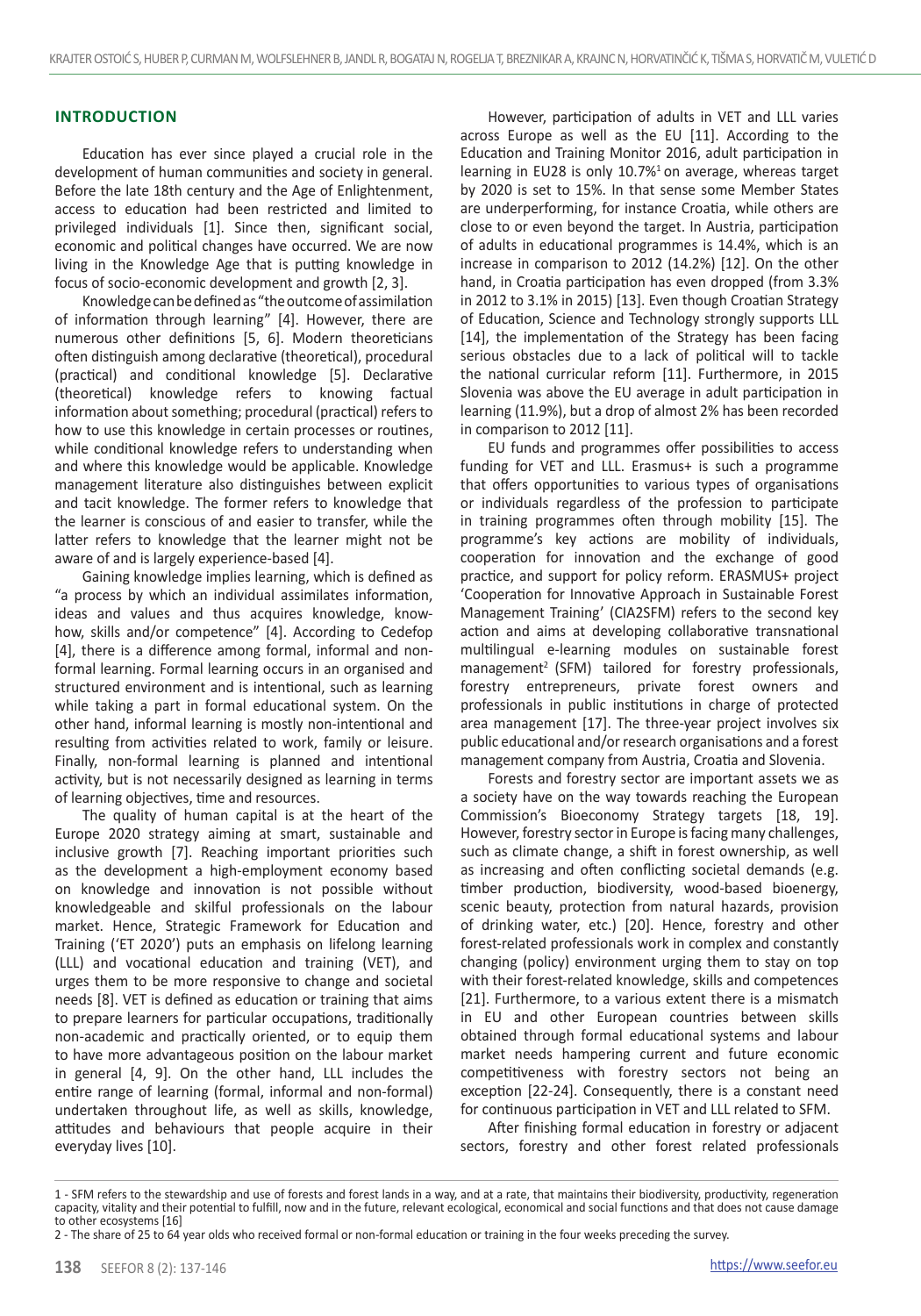## INTRODUCTION

Education has ever since played a crucial role in the development of human communities and society in general. Before the late 18th century and the Age of Enlightenment, access to education had been restricted and limited to privileged individuals [1]. Since then, significant social, economic and political changes have occurred. We are now living in the Knowledge Age that is putting knowledge in focus of socio-economic development and growth [2, 3].

Knowledge can be defined as "the outcome of assimilation of information through learning" [4]. However, there are numerous other definitions [5, 6]. Modern theoreticians often distinguish among declarative (theoretical), procedural (practical) and conditional knowledge [5]. Declarative (theoretical) knowledge refers to knowing factual information about something; procedural (practical) refers to how to use this knowledge in certain processes or routines, while conditional knowledge refers to understanding when and where this knowledge would be applicable. Knowledge management literature also distinguishes between explicit and tacit knowledge. The former refers to knowledge that the learner is conscious of and easier to transfer, while the latter refers to knowledge that the learner might not be aware of and is largely experience-based [4].

Gaining knowledge implies learning, which is defined as "a process by which an individual assimilates information, ideas and values and thus acquires knowledge, know-how, skills and/or competence" [4]. According to Cedefop [4], there is a difference among formal, informal and non-formal learning. Formal learning occurs in an organised and structured environment and is intentional, such as learning while taking a part in formal educational system. On the other hand, informal learning is mostly non-intentional and resulting from activities related to work, family or leisure. Finally, non-formal learning is planned and intentional activity, but is not necessarily designed as learning in terms of learning objectives, time and resources.

The quality of human capital is at the heart of the Europe 2020 strategy aiming at smart, sustainable and inclusive growth [7]. Reaching important priorities such as the development a high-employment economy based on knowledge and innovation is not possible without knowledgeable and skilful professionals on the labour market. Hence, Strategic Framework for Education and Training ('ET 2020') puts an emphasis on lifelong learning (LLL) and vocational education and training (VET), and urges them to be more responsive to change and societal needs [8]. VET is defined as education or training that aims to prepare learners for particular occupations, traditionally non-academic and practically oriented, or to equip them to have more advantageous position on the labour market in general [4, 9]. On the other hand, LLL includes the entire range of learning (formal, informal and non-formal) undertaken throughout life, as well as skills, knowledge, attitudes and behaviours that people acquire in their everyday lives [10].

However, participation of adults in VET and LLL varies across Europe as well as the EU [11]. According to the Education and Training Monitor 2016, adult participation in learning in EU28 is only 10.7%[1] on average, whereas target by 2020 is set to 15%. In that sense some Member States are underperforming, for instance Croatia, while others are close to or even beyond the target. In Austria, participation of adults in educational programmes is 14.4%, which is an increase in comparison to 2012 (14.2%) [12]. On the other hand, in Croatia participation has even dropped (from 3.3% in 2012 to 3.1% in 2015) [13]. Even though Croatian Strategy of Education, Science and Technology strongly supports LLL [14], the implementation of the Strategy has been facing serious obstacles due to a lack of political will to tackle the national curricular reform [11]. Furthermore, in 2015 Slovenia was above the EU average in adult participation in learning (11.9%), but a drop of almost 2% has been recorded in comparison to 2012 [11].

EU funds and programmes offer possibilities to access funding for VET and LLL. Erasmus+ is such a programme that offers opportunities to various types of organisations or individuals regardless of the profession to participate in training programmes often through mobility [15]. The programme's key actions are mobility of individuals, cooperation for innovation and the exchange of good practice, and support for policy reform. ERASMUS+ project 'Cooperation for Innovative Approach in Sustainable Forest Management Training' (CIA2SFM) refers to the second key action and aims at developing collaborative transnational multilingual e-learning modules on sustainable forest management[2] (SFM) tailored for forestry professionals, forestry entrepreneurs, private forest owners and professionals in public institutions in charge of protected area management [17]. The three-year project involves six public educational and/or research organisations and a forest management company from Austria, Croatia and Slovenia.

Forests and forestry sector are important assets we as a society have on the way towards reaching the European Commission's Bioeconomy Strategy targets [18, 19]. However, forestry sector in Europe is facing many challenges, such as climate change, a shift in forest ownership, as well as increasing and often conflicting societal demands (e.g. timber production, biodiversity, wood-based bioenergy, scenic beauty, protection from natural hazards, provision of drinking water, etc.) [20]. Hence, forestry and other forest-related professionals work in complex and constantly changing (policy) environment urging them to stay on top with their forest-related knowledge, skills and competences [21]. Furthermore, to a various extent there is a mismatch in EU and other European countries between skills obtained through formal educational systems and labour market needs hampering current and future economic competitiveness with forestry sectors not being an exception [22-24]. Consequently, there is a constant need for continuous participation in VET and LLL related to SFM.

After finishing formal education in forestry or adjacent sectors, forestry and other forest related professionals

---

1 - SFM refers to the stewardship and use of forests and forest lands in a way, and at a rate, that maintains their biodiversity, productivity, regeneration capacity, vitality and their potential to fulfill, now and in the future, relevant ecological, economical and social functions and that does not cause damage to other ecosystems [16]

2 - The share of 25 to 64 year olds who received formal or non-formal education or training in the four weeks preceding the survey.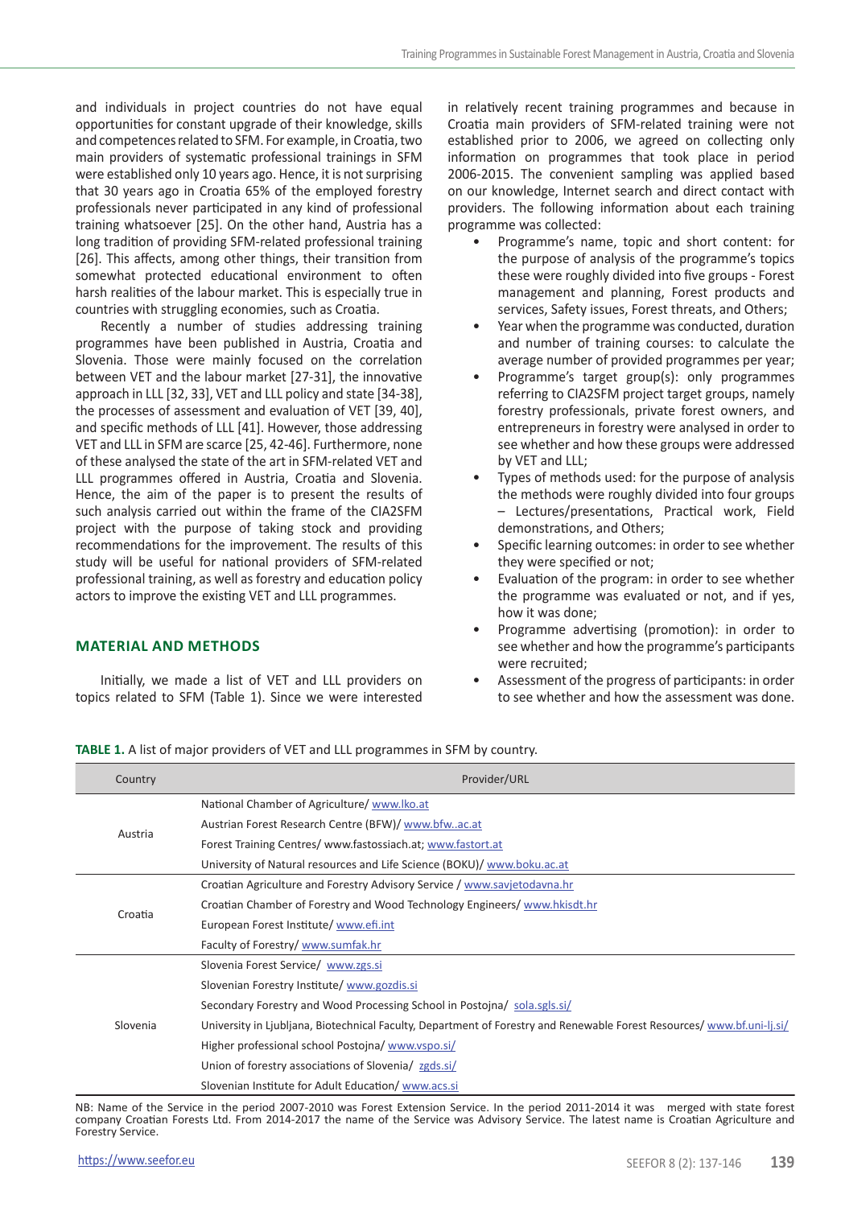and individuals in project countries do not have equal opportunities for constant upgrade of their knowledge, skills and competences related to SFM. For example, in Croatia, two main providers of systematic professional trainings in SFM were established only 10 years ago. Hence, it is not surprising that 30 years ago in Croatia 65% of the employed forestry professionals never participated in any kind of professional training whatsoever [25]. On the other hand, Austria has a long tradition of providing SFM-related professional training [26]. This affects, among other things, their transition from somewhat protected educational environment to often harsh realities of the labour market. This is especially true in countries with struggling economies, such as Croatia.

Recently a number of studies addressing training programmes have been published in Austria, Croatia and Slovenia. Those were mainly focused on the correlation between VET and the labour market [27-31], the innovative approach in LLL [32, 33], VET and LLL policy and state [34-38], the processes of assessment and evaluation of VET [39, 40], and specific methods of LLL [41]. However, those addressing VET and LLL in SFM are scarce [25, 42-46]. Furthermore, none of these analysed the state of the art in SFM-related VET and LLL programmes offered in Austria, Croatia and Slovenia. Hence, the aim of the paper is to present the results of such analysis carried out within the frame of the CIA2SFM project with the purpose of taking stock and providing recommendations for the improvement. The results of this study will be useful for national providers of SFM-related professional training, as well as forestry and education policy actors to improve the existing VET and LLL programmes.

## MATERIAL AND METHODS

Initially, we made a list of VET and LLL providers on topics related to SFM (Table 1). Since we were interested in relatively recent training programmes and because in Croatia main providers of SFM-related training were not established prior to 2006, we agreed on collecting only information on programmes that took place in period 2006-2015. The convenient sampling was applied based on our knowledge, Internet search and direct contact with providers. The following information about each training programme was collected:

- Programme's name, topic and short content: for the purpose of analysis of the programme's topics these were roughly divided into five groups - Forest management and planning, Forest products and services, Safety issues, Forest threats, and Others;
- Year when the programme was conducted, duration and number of training courses: to calculate the average number of provided programmes per year;
- Programme's target group(s): only programmes referring to CIA2SFM project target groups, namely forestry professionals, private forest owners, and entrepreneurs in forestry were analysed in order to see whether and how these groups were addressed by VET and LLL;
- Types of methods used: for the purpose of analysis the methods were roughly divided into four groups – Lectures/presentations, Practical work, Field demonstrations, and Others;
- Specific learning outcomes: in order to see whether they were specified or not;
- Evaluation of the program: in order to see whether the programme was evaluated or not, and if yes, how it was done;
- Programme advertising (promotion): in order to see whether and how the programme's participants were recruited;
- Assessment of the progress of participants: in order to see whether and how the assessment was done.

**TABLE 1.** A list of major providers of VET and LLL programmes in SFM by country.

| Country | Provider/URL |
|---|---|
| Austria | National Chamber of Agriculture/ www.lko.at |
| | Austrian Forest Research Centre (BFW)/ www.bfw..ac.at |
| | Forest Training Centres/ www.fastossiach.at; www.fastort.at |
| | University of Natural resources and Life Science (BOKU)/ www.boku.ac.at |
| Croatia | Croatian Agriculture and Forestry Advisory Service / www.savjetodavna.hr |
| | Croatian Chamber of Forestry and Wood Technology Engineers/ www.hkisdt.hr |
| | European Forest Institute/ www.efi.int |
| | Faculty of Forestry/ www.sumfak.hr |
| Slovenia | Slovenia Forest Service/ www.zgs.si |
| | Slovenian Forestry Institute/ www.gozdis.si |
| | Secondary Forestry and Wood Processing School in Postojna/ sola.sgls.si/ |
| | University in Ljubljana, Biotechnical Faculty, Department of Forestry and Renewable Forest Resources/ www.bf.uni-lj.si/ |
| | Higher professional school Postojna/ www.vspo.si/ |
| | Union of forestry associations of Slovenia/ zgds.si/ |
| | Slovenian Institute for Adult Education/ www.acs.si |

NB: Name of the Service in the period 2007-2010 was Forest Extension Service. In the period 2011-2014 it was merged with state forest company Croatian Forests Ltd. From 2014-2017 the name of the Service was Advisory Service. The latest name is Croatian Agriculture and Forestry Service.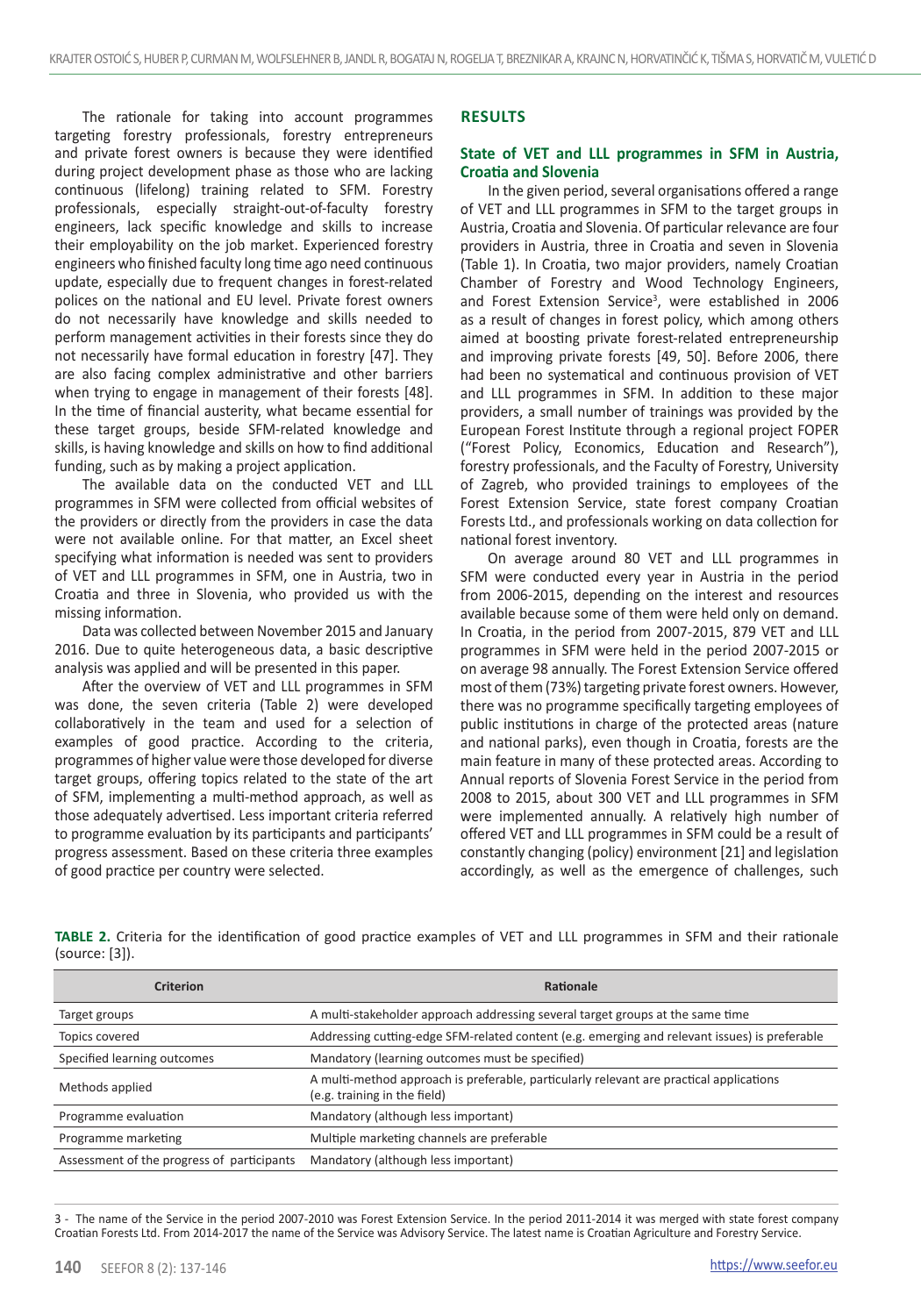The rationale for taking into account programmes targeting forestry professionals, forestry entrepreneurs and private forest owners is because they were identified during project development phase as those who are lacking continuous (lifelong) training related to SFM. Forestry professionals, especially straight-out-of-faculty forestry engineers, lack specific knowledge and skills to increase their employability on the job market. Experienced forestry engineers who finished faculty long time ago need continuous update, especially due to frequent changes in forest-related polices on the national and EU level. Private forest owners do not necessarily have knowledge and skills needed to perform management activities in their forests since they do not necessarily have formal education in forestry [47]. They are also facing complex administrative and other barriers when trying to engage in management of their forests [48]. In the time of financial austerity, what became essential for these target groups, beside SFM-related knowledge and skills, is having knowledge and skills on how to find additional funding, such as by making a project application.

The available data on the conducted VET and LLL programmes in SFM were collected from official websites of the providers or directly from the providers in case the data were not available online. For that matter, an Excel sheet specifying what information is needed was sent to providers of VET and LLL programmes in SFM, one in Austria, two in Croatia and three in Slovenia, who provided us with the missing information.

Data was collected between November 2015 and January 2016. Due to quite heterogeneous data, a basic descriptive analysis was applied and will be presented in this paper.

After the overview of VET and LLL programmes in SFM was done, the seven criteria (Table 2) were developed collaboratively in the team and used for a selection of examples of good practice. According to the criteria, programmes of higher value were those developed for diverse target groups, offering topics related to the state of the art of SFM, implementing a multi-method approach, as well as those adequately advertised. Less important criteria referred to programme evaluation by its participants and participants' progress assessment. Based on these criteria three examples of good practice per country were selected.

## RESULTS

### State of VET and LLL programmes in SFM in Austria, Croatia and Slovenia

In the given period, several organisations offered a range of VET and LLL programmes in SFM to the target groups in Austria, Croatia and Slovenia. Of particular relevance are four providers in Austria, three in Croatia and seven in Slovenia (Table 1). In Croatia, two major providers, namely Croatian Chamber of Forestry and Wood Technology Engineers, and Forest Extension Service[3], were established in 2006 as a result of changes in forest policy, which among others aimed at boosting private forest-related entrepreneurship and improving private forests [49, 50]. Before 2006, there had been no systematical and continuous provision of VET and LLL programmes in SFM. In addition to these major providers, a small number of trainings was provided by the European Forest Institute through a regional project FOPER ("Forest Policy, Economics, Education and Research"), forestry professionals, and the Faculty of Forestry, University of Zagreb, who provided trainings to employees of the Forest Extension Service, state forest company Croatian Forests Ltd., and professionals working on data collection for national forest inventory.

On average around 80 VET and LLL programmes in SFM were conducted every year in Austria in the period from 2006-2015, depending on the interest and resources available because some of them were held only on demand. In Croatia, in the period from 2007-2015, 879 VET and LLL programmes in SFM were held in the period 2007-2015 or on average 98 annually. The Forest Extension Service offered most of them (73%) targeting private forest owners. However, there was no programme specifically targeting employees of public institutions in charge of the protected areas (nature and national parks), even though in Croatia, forests are the main feature in many of these protected areas. According to Annual reports of Slovenia Forest Service in the period from 2008 to 2015, about 300 VET and LLL programmes in SFM were implemented annually. A relatively high number of offered VET and LLL programmes in SFM could be a result of constantly changing (policy) environment [21] and legislation accordingly, as well as the emergence of challenges, such

**TABLE 2.** Criteria for the identification of good practice examples of VET and LLL programmes in SFM and their rationale (source: [3]).

| Criterion | Rationale |
|---|---|
| Target groups | A multi-stakeholder approach addressing several target groups at the same time |
| Topics covered | Addressing cutting-edge SFM-related content (e.g. emerging and relevant issues) is preferable |
| Specified learning outcomes | Mandatory (learning outcomes must be specified) |
| Methods applied | A multi-method approach is preferable, particularly relevant are practical applications (e.g. training in the field) |
| Programme evaluation | Mandatory (although less important) |
| Programme marketing | Multiple marketing channels are preferable |
| Assessment of the progress of participants | Mandatory (although less important) |

3 - The name of the Service in the period 2007-2010 was Forest Extension Service. In the period 2011-2014 it was merged with state forest company Croatian Forests Ltd. From 2014-2017 the name of the Service was Advisory Service. The latest name is Croatian Agriculture and Forestry Service.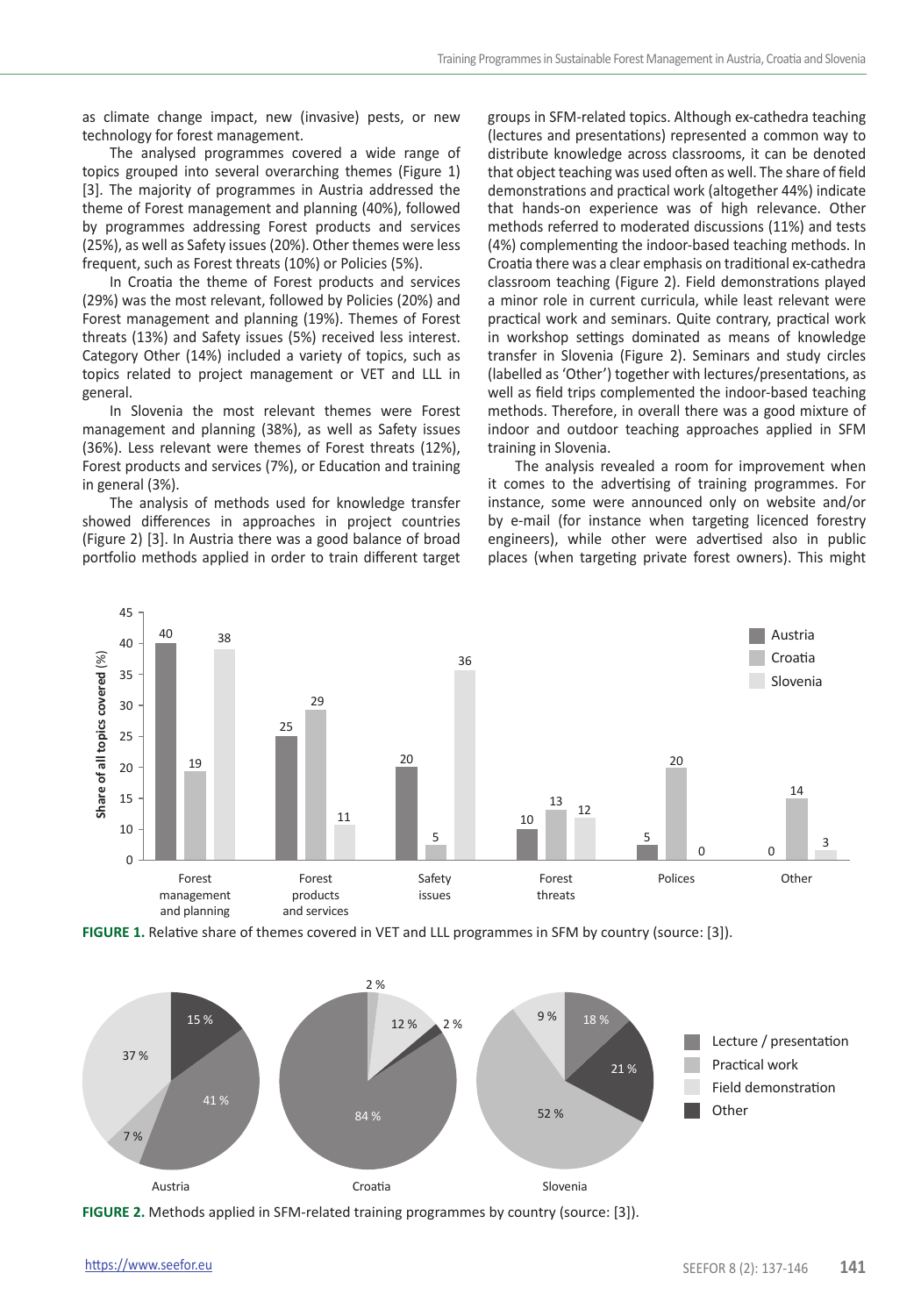as climate change impact, new (invasive) pests, or new technology for forest management.

The analysed programmes covered a wide range of topics grouped into several overarching themes (Figure 1) [3]. The majority of programmes in Austria addressed the theme of Forest management and planning (40%), followed by programmes addressing Forest products and services (25%), as well as Safety issues (20%). Other themes were less frequent, such as Forest threats (10%) or Policies (5%).

In Croatia the theme of Forest products and services (29%) was the most relevant, followed by Policies (20%) and Forest management and planning (19%). Themes of Forest threats (13%) and Safety issues (5%) received less interest. Category Other (14%) included a variety of topics, such as topics related to project management or VET and LLL in general.

In Slovenia the most relevant themes were Forest management and planning (38%), as well as Safety issues (36%). Less relevant were themes of Forest threats (12%), Forest products and services (7%), or Education and training in general (3%).

The analysis of methods used for knowledge transfer showed differences in approaches in project countries (Figure 2) [3]. In Austria there was a good balance of broad portfolio methods applied in order to train different target groups in SFM-related topics. Although ex-cathedra teaching (lectures and presentations) represented a common way to distribute knowledge across classrooms, it can be denoted that object teaching was used often as well. The share of field demonstrations and practical work (altogether 44%) indicate that hands-on experience was of high relevance. Other methods referred to moderated discussions (11%) and tests (4%) complementing the indoor-based teaching methods. In Croatia there was a clear emphasis on traditional ex-cathedra classroom teaching (Figure 2). Field demonstrations played a minor role in current curricula, while least relevant were practical work and seminars. Quite contrary, practical work in workshop settings dominated as means of knowledge transfer in Slovenia (Figure 2). Seminars and study circles (labelled as 'Other') together with lectures/presentations, as well as field trips complemented the indoor-based teaching methods. Therefore, in overall there was a good mixture of indoor and outdoor teaching approaches applied in SFM training in Slovenia.

The analysis revealed a room for improvement when it comes to the advertising of training programmes. For instance, some were announced only on website and/or by e-mail (for instance when targeting licenced forestry engineers), while other were advertised also in public places (when targeting private forest owners). This might

**FIGURE 1.** Relative share of themes covered in VET and LLL programmes in SFM by country (source: [3]).

**FIGURE 2.** Methods applied in SFM-related training programmes by country (source: [3]).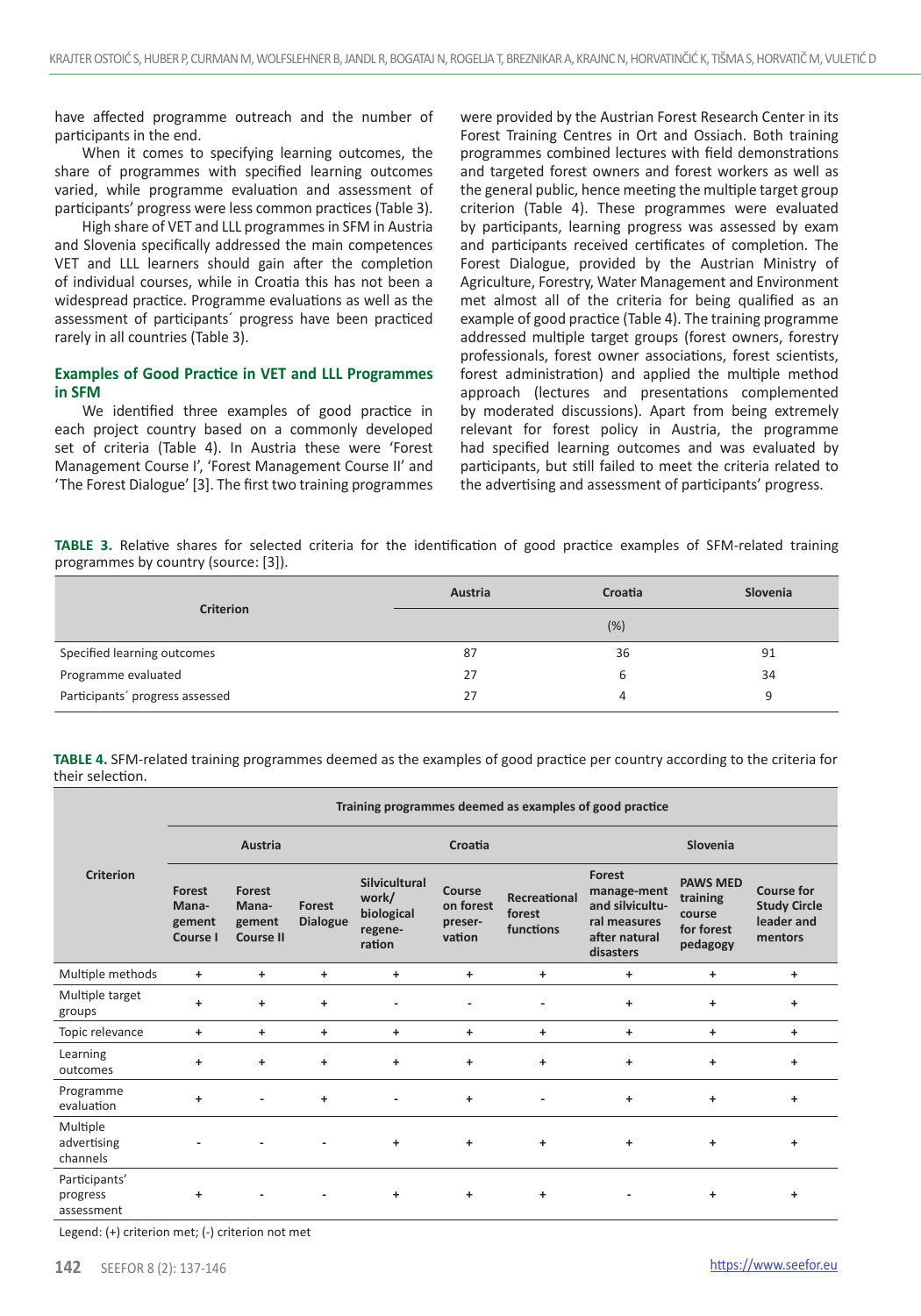have affected programme outreach and the number of participants in the end.

When it comes to specifying learning outcomes, the share of programmes with specified learning outcomes varied, while programme evaluation and assessment of participants' progress were less common practices (Table 3).

High share of VET and LLL programmes in SFM in Austria and Slovenia specifically addressed the main competences VET and LLL learners should gain after the completion of individual courses, while in Croatia this has not been a widespread practice. Programme evaluations as well as the assessment of participants´ progress have been practiced rarely in all countries (Table 3).

### Examples of Good Practice in VET and LLL Programmes in SFM

We identified three examples of good practice in each project country based on a commonly developed set of criteria (Table 4). In Austria these were 'Forest Management Course I', 'Forest Management Course II' and 'The Forest Dialogue' [3]. The first two training programmes were provided by the Austrian Forest Research Center in its Forest Training Centres in Ort and Ossiach. Both training programmes combined lectures with field demonstrations and targeted forest owners and forest workers as well as the general public, hence meeting the multiple target group criterion (Table 4). These programmes were evaluated by participants, learning progress was assessed by exam and participants received certificates of completion. The Forest Dialogue, provided by the Austrian Ministry of Agriculture, Forestry, Water Management and Environment met almost all of the criteria for being qualified as an example of good practice (Table 4). The training programme addressed multiple target groups (forest owners, forestry professionals, forest owner associations, forest scientists, forest administration) and applied the multiple method approach (lectures and presentations complemented by moderated discussions). Apart from being extremely relevant for forest policy in Austria, the programme had specified learning outcomes and was evaluated by participants, but still failed to meet the criteria related to the advertising and assessment of participants' progress.

**TABLE 3.** Relative shares for selected criteria for the identification of good practice examples of SFM-related training programmes by country (source: [3]).

| Criterion | Austria | Croatia | Slovenia |
|---|---|---|---|
| | | (%) | |
| Specified learning outcomes | 87 | 36 | 91 |
| Programme evaluated | 27 | 6 | 34 |
| Participants´ progress assessed | 27 | 4 | 9 |

**TABLE 4.** SFM-related training programmes deemed as the examples of good practice per country according to the criteria for their selection.

| Criterion | Training programmes deemed as examples of good practice | | | | | | | | |
|---|---|---|---|---|---|---|---|---|---|
| | Austria | | | Croatia | | | Slovenia | | |
| | Forest Management Course I | Forest Management Course II | Forest Dialogue | Silvicultural work/ biological regeneration | Course on forest preservation | Recreational forest functions | Forest manage-ment and silvicultural measures after natural disasters | PAWS MED training course for forest pedagogy | Course for Study Circle leader and mentors |
| Multiple methods | + | + | + | + | + | + | + | + | + |
| Multiple target groups | + | + | + | - | - | - | + | + | + |
| Topic relevance | + | + | + | + | + | + | + | + | + |
| Learning outcomes | + | + | + | + | + | + | + | + | + |
| Programme evaluation | + | - | + | - | + | - | + | + | + |
| Multiple advertising channels | - | - | - | + | + | + | + | + | + |
| Participants' progress assessment | + | - | - | + | + | + | - | + | + |

Legend: (+) criterion met; (-) criterion not met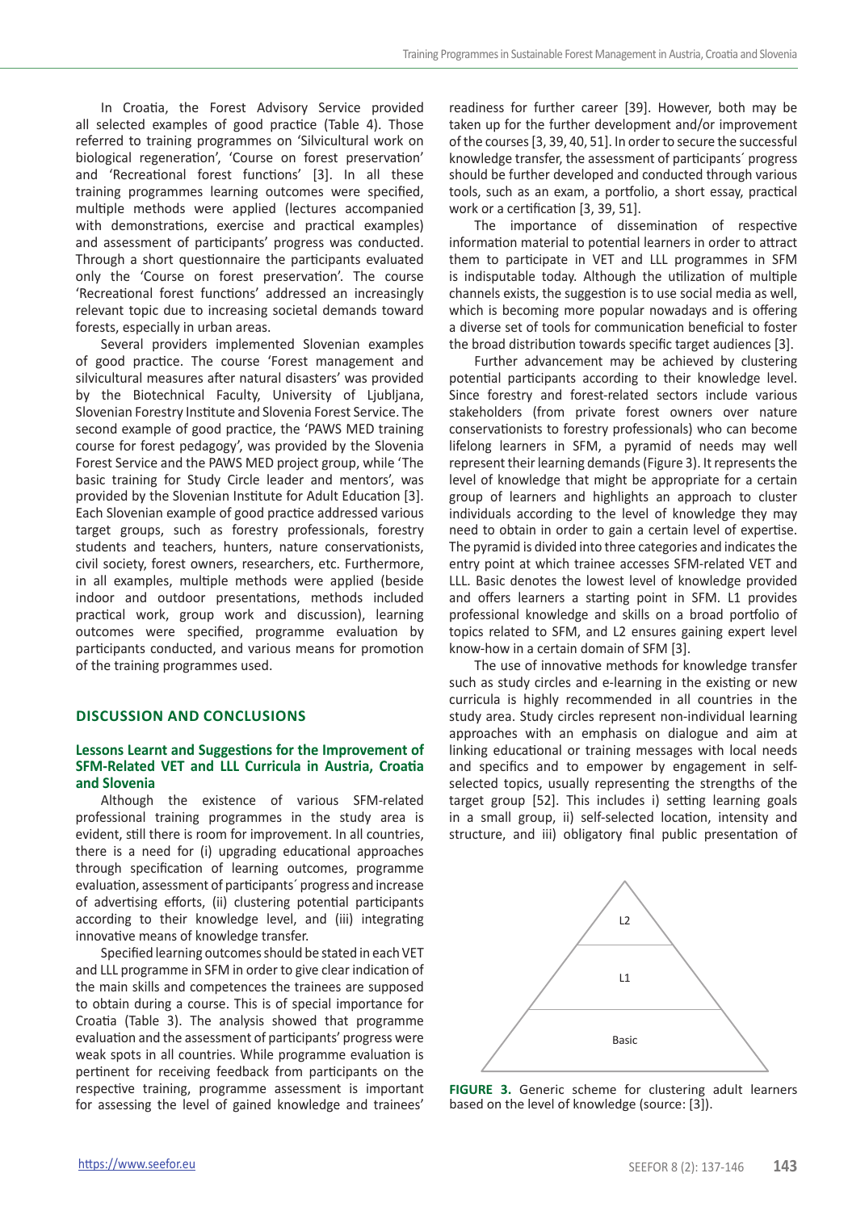In Croatia, the Forest Advisory Service provided all selected examples of good practice (Table 4). Those referred to training programmes on 'Silvicultural work on biological regeneration', 'Course on forest preservation' and 'Recreational forest functions' [3]. In all these training programmes learning outcomes were specified, multiple methods were applied (lectures accompanied with demonstrations, exercise and practical examples) and assessment of participants' progress was conducted. Through a short questionnaire the participants evaluated only the 'Course on forest preservation'. The course 'Recreational forest functions' addressed an increasingly relevant topic due to increasing societal demands toward forests, especially in urban areas.

Several providers implemented Slovenian examples of good practice. The course 'Forest management and silvicultural measures after natural disasters' was provided by the Biotechnical Faculty, University of Ljubljana, Slovenian Forestry Institute and Slovenia Forest Service. The second example of good practice, the 'PAWS MED training course for forest pedagogy', was provided by the Slovenia Forest Service and the PAWS MED project group, while 'The basic training for Study Circle leader and mentors', was provided by the Slovenian Institute for Adult Education [3]. Each Slovenian example of good practice addressed various target groups, such as forestry professionals, forestry students and teachers, hunters, nature conservationists, civil society, forest owners, researchers, etc. Furthermore, in all examples, multiple methods were applied (beside indoor and outdoor presentations, methods included practical work, group work and discussion), learning outcomes were specified, programme evaluation by participants conducted, and various means for promotion of the training programmes used.

## DISCUSSION AND CONCLUSIONS

### Lessons Learnt and Suggestions for the Improvement of SFM-Related VET and LLL Curricula in Austria, Croatia and Slovenia

Although the existence of various SFM-related professional training programmes in the study area is evident, still there is room for improvement. In all countries, there is a need for (i) upgrading educational approaches through specification of learning outcomes, programme evaluation, assessment of participants´ progress and increase of advertising efforts, (ii) clustering potential participants according to their knowledge level, and (iii) integrating innovative means of knowledge transfer.

Specified learning outcomes should be stated in each VET and LLL programme in SFM in order to give clear indication of the main skills and competences the trainees are supposed to obtain during a course. This is of special importance for Croatia (Table 3). The analysis showed that programme evaluation and the assessment of participants' progress were weak spots in all countries. While programme evaluation is pertinent for receiving feedback from participants on the respective training, programme assessment is important for assessing the level of gained knowledge and trainees' readiness for further career [39]. However, both may be taken up for the further development and/or improvement of the courses [3, 39, 40, 51]. In order to secure the successful knowledge transfer, the assessment of participants´ progress should be further developed and conducted through various tools, such as an exam, a portfolio, a short essay, practical work or a certification [3, 39, 51].

The importance of dissemination of respective information material to potential learners in order to attract them to participate in VET and LLL programmes in SFM is indisputable today. Although the utilization of multiple channels exists, the suggestion is to use social media as well, which is becoming more popular nowadays and is offering a diverse set of tools for communication beneficial to foster the broad distribution towards specific target audiences [3].

Further advancement may be achieved by clustering potential participants according to their knowledge level. Since forestry and forest-related sectors include various stakeholders (from private forest owners over nature conservationists to forestry professionals) who can become lifelong learners in SFM, a pyramid of needs may well represent their learning demands (Figure 3). It represents the level of knowledge that might be appropriate for a certain group of learners and highlights an approach to cluster individuals according to the level of knowledge they may need to obtain in order to gain a certain level of expertise. The pyramid is divided into three categories and indicates the entry point at which trainee accesses SFM-related VET and LLL. Basic denotes the lowest level of knowledge provided and offers learners a starting point in SFM. L1 provides professional knowledge and skills on a broad portfolio of topics related to SFM, and L2 ensures gaining expert level know-how in a certain domain of SFM [3].

The use of innovative methods for knowledge transfer such as study circles and e-learning in the existing or new curricula is highly recommended in all countries in the study area. Study circles represent non-individual learning approaches with an emphasis on dialogue and aim at linking educational or training messages with local needs and specifics and to empower by engagement in self-selected topics, usually representing the strengths of the target group [52]. This includes i) setting learning goals in a small group, ii) self-selected location, intensity and structure, and iii) obligatory final public presentation of

L2

L1

Basic

**FIGURE 3.** Generic scheme for clustering adult learners based on the level of knowledge (source: [3]).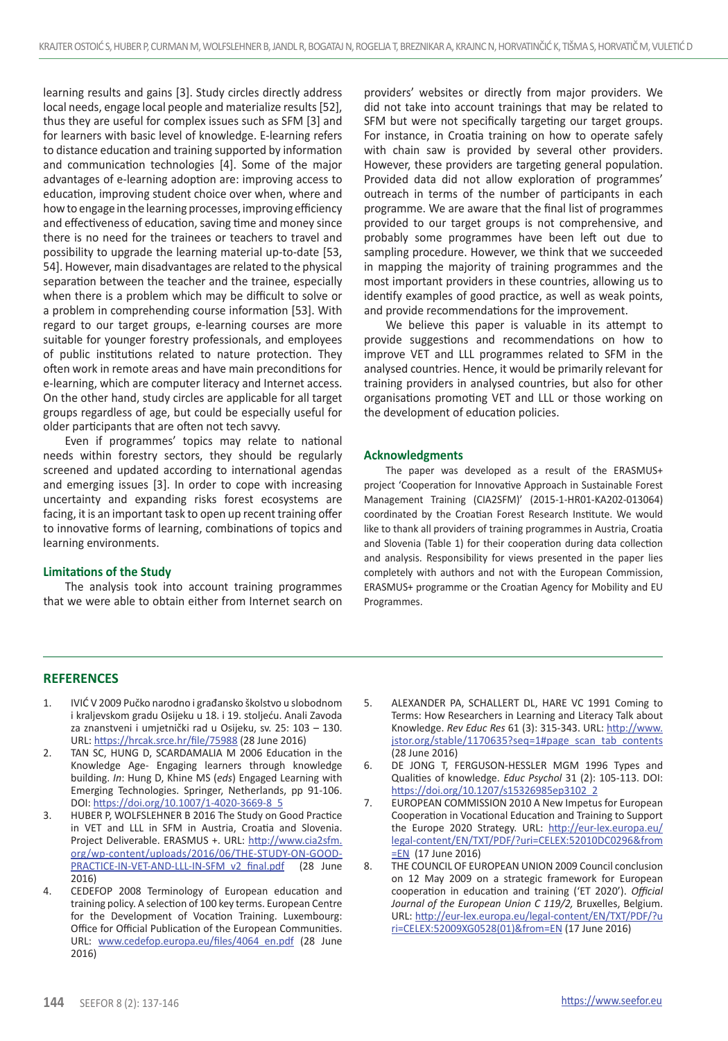learning results and gains [3]. Study circles directly address local needs, engage local people and materialize results [52], thus they are useful for complex issues such as SFM [3] and for learners with basic level of knowledge. E-learning refers to distance education and training supported by information and communication technologies [4]. Some of the major advantages of e-learning adoption are: improving access to education, improving student choice over when, where and how to engage in the learning processes, improving efficiency and effectiveness of education, saving time and money since there is no need for the trainees or teachers to travel and possibility to upgrade the learning material up-to-date [53, 54]. However, main disadvantages are related to the physical separation between the teacher and the trainee, especially when there is a problem which may be difficult to solve or a problem in comprehending course information [53]. With regard to our target groups, e-learning courses are more suitable for younger forestry professionals, and employees of public institutions related to nature protection. They often work in remote areas and have main preconditions for e-learning, which are computer literacy and Internet access. On the other hand, study circles are applicable for all target groups regardless of age, but could be especially useful for older participants that are often not tech savvy.

Even if programmes' topics may relate to national needs within forestry sectors, they should be regularly screened and updated according to international agendas and emerging issues [3]. In order to cope with increasing uncertainty and expanding risks forest ecosystems are facing, it is an important task to open up recent training offer to innovative forms of learning, combinations of topics and learning environments.

### Limitations of the Study

The analysis took into account training programmes that we were able to obtain either from Internet search on providers' websites or directly from major providers. We did not take into account trainings that may be related to SFM but were not specifically targeting our target groups. For instance, in Croatia training on how to operate safely with chain saw is provided by several other providers. However, these providers are targeting general population. Provided data did not allow exploration of programmes' outreach in terms of the number of participants in each programme. We are aware that the final list of programmes provided to our target groups is not comprehensive, and probably some programmes have been left out due to sampling procedure. However, we think that we succeeded in mapping the majority of training programmes and the most important providers in these countries, allowing us to identify examples of good practice, as well as weak points, and provide recommendations for the improvement.

We believe this paper is valuable in its attempt to provide suggestions and recommendations on how to improve VET and LLL programmes related to SFM in the analysed countries. Hence, it would be primarily relevant for training providers in analysed countries, but also for other organisations promoting VET and LLL or those working on the development of education policies.

### Acknowledgments

The paper was developed as a result of the ERASMUS+ project 'Cooperation for Innovative Approach in Sustainable Forest Management Training (CIA2SFM)' (2015-1-HR01-KA202-013064) coordinated by the Croatian Forest Research Institute. We would like to thank all providers of training programmes in Austria, Croatia and Slovenia (Table 1) for their cooperation during data collection and analysis. Responsibility for views presented in the paper lies completely with authors and not with the European Commission, ERASMUS+ programme or the Croatian Agency for Mobility and EU Programmes.

## REFERENCES

1. IVIĆ V 2009 Pučko narodno i građansko školstvo u slobodnom i kraljevskom gradu Osijeku u 18. i 19. stoljeću. Anali Zavoda za znanstveni i umjetnički rad u Osijeku, sv. 25: 103 – 130. URL: https://hrcak.srce.hr/file/75988 (28 June 2016)
2. TAN SC, HUNG D, SCARDAMALIA M 2006 Education in the Knowledge Age- Engaging learners through knowledge building. *In*: Hung D, Khine MS (*eds*) Engaged Learning with Emerging Technologies. Springer, Netherlands, pp 91-106. DOI: https://doi.org/10.1007/1-4020-3669-8_5
3. HUBER P, WOLFSLEHNER B 2016 The Study on Good Practice in VET and LLL in SFM in Austria, Croatia and Slovenia. Project Deliverable. ERASMUS +. URL: http://www.cia2sfm.org/wp-content/uploads/2016/06/THE-STUDY-ON-GOOD-PRACTICE-IN-VET-AND-LLL-IN-SFM_v2_final.pdf (28 June 2016)
4. CEDEFOP 2008 Terminology of European education and training policy. A selection of 100 key terms. European Centre for the Development of Vocation Training. Luxembourg: Office for Official Publication of the European Communities. URL: www.cedefop.europa.eu/files/4064_en.pdf (28 June 2016)
5. ALEXANDER PA, SCHALLERT DL, HARE VC 1991 Coming to Terms: How Researchers in Learning and Literacy Talk about Knowledge. *Rev Educ Res* 61 (3): 315-343. URL: http://www.jstor.org/stable/1170635?seq=1#page_scan_tab_contents (28 June 2016)
6. DE JONG T, FERGUSON-HESSLER MGM 1996 Types and Qualities of knowledge. *Educ Psychol* 31 (2): 105-113. DOI: https://doi.org/10.1207/s15326985ep3102_2
7. EUROPEAN COMMISSION 2010 A New Impetus for European Cooperation in Vocational Education and Training to Support the Europe 2020 Strategy. URL: http://eur-lex.europa.eu/legal-content/EN/TXT/PDF/?uri=CELEX:52010DC0296&from=EN (17 June 2016)
8. THE COUNCIL OF EUROPEAN UNION 2009 Council conclusion on 12 May 2009 on a strategic framework for European cooperation in education and training ('ET 2020'). *Official Journal of the European Union C 119/2,* Bruxelles, Belgium. URL: http://eur-lex.europa.eu/legal-content/EN/TXT/PDF/?uri=CELEX:52009XG0528(01)&from=EN (17 June 2016)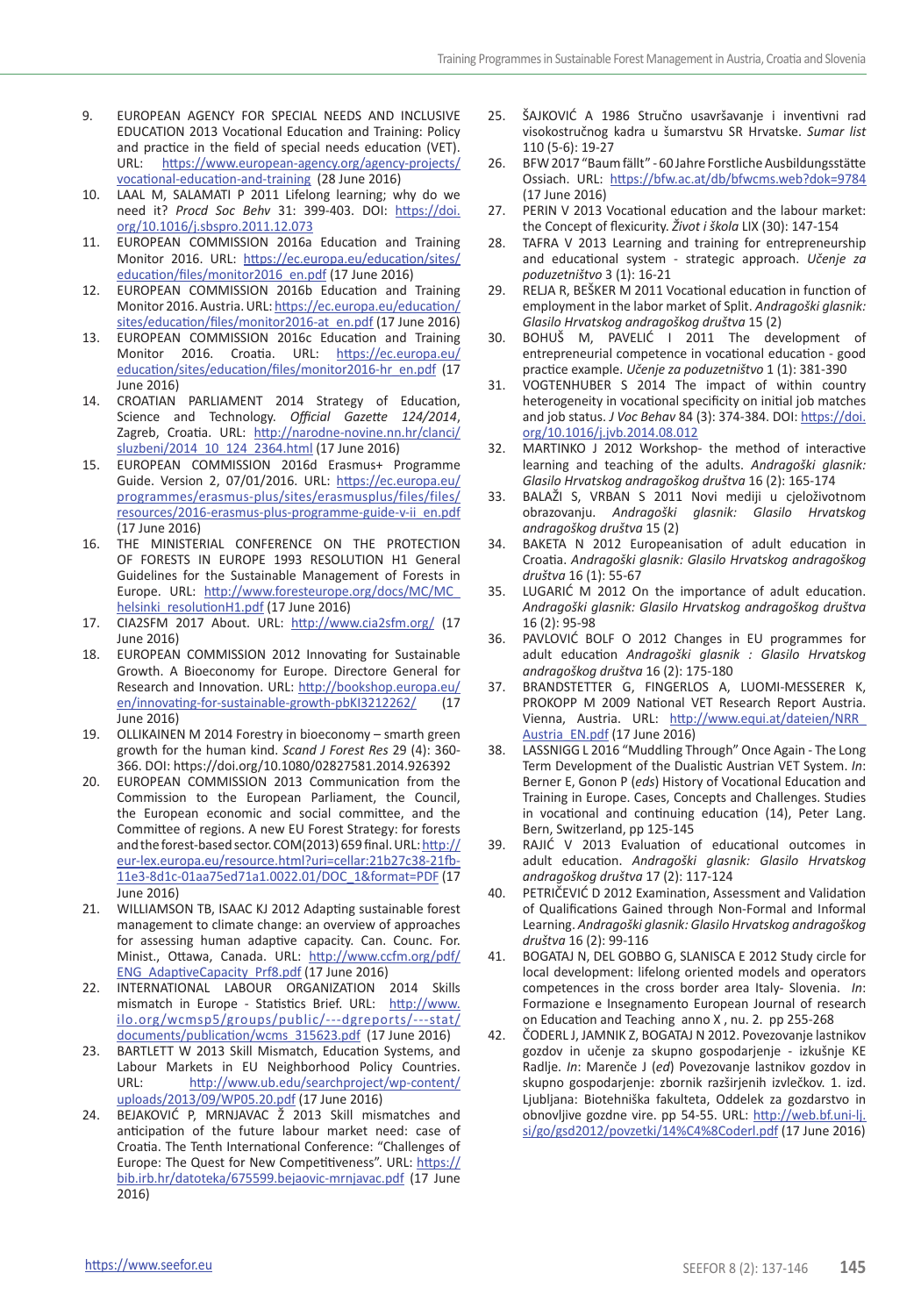9. EUROPEAN AGENCY FOR SPECIAL NEEDS AND INCLUSIVE EDUCATION 2013 Vocational Education and Training: Policy and practice in the field of special needs education (VET). URL: https://www.european-agency.org/agency-projects/vocational-education-and-training (28 June 2016)
10. LAAL M, SALAMATI P 2011 Lifelong learning; why do we need it? *Procd Soc Behv* 31: 399-403. DOI: https://doi.org/10.1016/j.sbspro.2011.12.073
11. EUROPEAN COMMISSION 2016a Education and Training Monitor 2016. URL: https://ec.europa.eu/education/sites/education/files/monitor2016_en.pdf (17 June 2016)
12. EUROPEAN COMMISSION 2016b Education and Training Monitor 2016. Austria. URL: https://ec.europa.eu/education/sites/education/files/monitor2016-at_en.pdf (17 June 2016)
13. EUROPEAN COMMISSION 2016c Education and Training Monitor 2016. Croatia. URL: https://ec.europa.eu/education/sites/education/files/monitor2016-hr_en.pdf (17 June 2016)
14. CROATIAN PARLIAMENT 2014 Strategy of Education, Science and Technology. *Official Gazette 124/2014*, Zagreb, Croatia. URL: http://narodne-novine.nn.hr/clanci/sluzbeni/2014_10_124_2364.html (17 June 2016)
15. EUROPEAN COMMISSION 2016d Erasmus+ Programme Guide. Version 2, 07/01/2016. URL: https://ec.europa.eu/programmes/erasmus-plus/sites/erasmusplus/files/files/resources/2016-erasmus-plus-programme-guide-v-ii_en.pdf (17 June 2016)
16. THE MINISTERIAL CONFERENCE ON THE PROTECTION OF FORESTS IN EUROPE 1993 RESOLUTION H1 General Guidelines for the Sustainable Management of Forests in Europe. URL: http://www.foresteurope.org/docs/MC/MC_helsinki_resolutionH1.pdf (17 June 2016)
17. CIA2SFM 2017 About. URL: http://www.cia2sfm.org/ (17 June 2016)
18. EUROPEAN COMMISSION 2012 Innovating for Sustainable Growth. A Bioeconomy for Europe. Directore General for Research and Innovation. URL: http://bookshop.europa.eu/en/innovating-for-sustainable-growth-pbKI3212262/ (17 June 2016)
19. OLLIKAINEN M 2014 Forestry in bioeconomy – smarth green growth for the human kind. *Scand J Forest Res* 29 (4): 360-366. DOI: https://doi.org/10.1080/02827581.2014.926392
20. EUROPEAN COMMISSION 2013 Communication from the Commission to the European Parliament, the Council, the European economic and social committee, and the Committee of regions. A new EU Forest Strategy: for forests and the forest-based sector. COM(2013) 659 final. URL: http://eur-lex.europa.eu/resource.html?uri=cellar:21b27c38-21fb-11e3-8d1c-01aa75ed71a1.0022.01/DOC_1&format=PDF (17 June 2016)
21. WILLIAMSON TB, ISAAC KJ 2012 Adapting sustainable forest management to climate change: an overview of approaches for assessing human adaptive capacity. Can. Counc. For. Minist., Ottawa, Canada. URL: http://www.ccfm.org/pdf/ENG_AdaptiveCapacity_Prf8.pdf (17 June 2016)
22. INTERNATIONAL LABOUR ORGANIZATION 2014 Skills mismatch in Europe - Statistics Brief. URL: http://www.ilo.org/wcmsp5/groups/public/---dgreports/---stat/documents/publication/wcms_315623.pdf (17 June 2016)
23. BARTLETT W 2013 Skill Mismatch, Education Systems, and Labour Markets in EU Neighborhood Policy Countries. URL: http://www.ub.edu/searchproject/wp-content/uploads/2013/09/WP05.20.pdf (17 June 2016)
24. BEJAKOVIĆ P, MRNJAVAC Ž 2013 Skill mismatches and anticipation of the future labour market need: case of Croatia. The Tenth International Conference: "Challenges of Europe: The Quest for New Competitiveness". URL: https://bib.irb.hr/datoteka/675599.bejaovic-mrnjavac.pdf (17 June 2016)
25. ŠAJKOVIĆ A 1986 Stručno usavršavanje i inventivni rad visokostručnog kadra u šumarstvu SR Hrvatske. *Sumar list* 110 (5-6): 19-27
26. BFW 2017 "Baum fällt" - 60 Jahre Forstliche Ausbildungsstätte Ossiach. URL: https://bfw.ac.at/db/bfwcms.web?dok=9784 (17 June 2016)
27. PERIN V 2013 Vocational education and the labour market: the Concept of flexicurity. *Život i škola* LIX (30): 147-154
28. TAFRA V 2013 Learning and training for entrepreneurship and educational system - strategic approach. *Učenje za poduzetništvo* 3 (1): 16-21
29. RELJA R, BEŠKER M 2011 Vocational education in function of employment in the labor market of Split. *Andragoški glasnik: Glasilo Hrvatskog andragoškog društva* 15 (2)
30. BOHUŠ M, PAVELIĆ I 2011 The development of entrepreneurial competence in vocational education - good practice example. *Učenje za poduzetništvo* 1 (1): 381-390
31. VOGTENHUBER S 2014 The impact of within country heterogeneity in vocational specificity on initial job matches and job status. *J Voc Behav* 84 (3): 374-384. DOI: https://doi.org/10.1016/j.jvb.2014.08.012
32. MARTINKO J 2012 Workshop- the method of interactive learning and teaching of the adults. *Andragoški glasnik: Glasilo Hrvatskog andragoškog društva* 16 (2): 165-174
33. BALAŽI S, VRBAN S 2011 Novi mediji u cjeloživotnom obrazovanju. *Andragoški glasnik: Glasilo Hrvatskog andragoškog društva* 15 (2)
34. BAKETA N 2012 Europeanisation of adult education in Croatia. *Andragoški glasnik: Glasilo Hrvatskog andragoškog društva* 16 (1): 55-67
35. LUGARIĆ M 2012 On the importance of adult education. *Andragoški glasnik: Glasilo Hrvatskog andragoškog društva* 16 (2): 95-98
36. PAVLOVIĆ BOLF O 2012 Changes in EU programmes for adult education *Andragoški glasnik : Glasilo Hrvatskog andragoškog društva* 16 (2): 175-180
37. BRANDSTETTER G, FINGERLOS A, LUOMI-MESSERER K, PROKOPP M 2009 National VET Research Report Austria. Vienna, Austria. URL: http://www.equi.at/dateien/NRR_Austria_EN.pdf (17 June 2016)
38. LASSNIGG L 2016 "Muddling Through" Once Again - The Long Term Development of the Dualistic Austrian VET System. *In*: Berner E, Gonon P (*eds*) History of Vocational Education and Training in Europe. Cases, Concepts and Challenges. Studies in vocational and continuing education (14), Peter Lang. Bern, Switzerland, pp 125-145
39. RAJIĆ V 2013 Evaluation of educational outcomes in adult education. *Andragoški glasnik: Glasilo Hrvatskog andragoškog društva* 17 (2): 117-124
40. PETRIČEVIĆ D 2012 Examination, Assessment and Validation of Qualifications Gained through Non-Formal and Informal Learning. *Andragoški glasnik: Glasilo Hrvatskog andragoškog društva* 16 (2): 99-116
41. BOGATAJ N, DEL GOBBO G, SLANISCA E 2012 Study circle for local development: lifelong oriented models and operators competences in the cross border area Italy- Slovenia. *In*: Formazione e Insegnamento European Journal of research on Education and Teaching anno X , nu. 2. pp 255-268
42. ČODERL J, JAMNIK Z, BOGATAJ N 2012. Povezovanje lastnikov gozdov in učenje za skupno gospodarjenje - izkušnje KE Radlje. *In*: Marenče J (*ed*) Povezovanje lastnikov gozdov in skupno gospodarjenje: zbornik razširjenih izvlečkov. 1. izd. Ljubljana: Biotehniška fakulteta, Oddelek za gozdarstvo in obnovljive gozdne vire. pp 54-55. URL: http://web.bf.uni-lj.si/go/gsd2012/povzetki/14%C4%8Coderl.pdf (17 June 2016)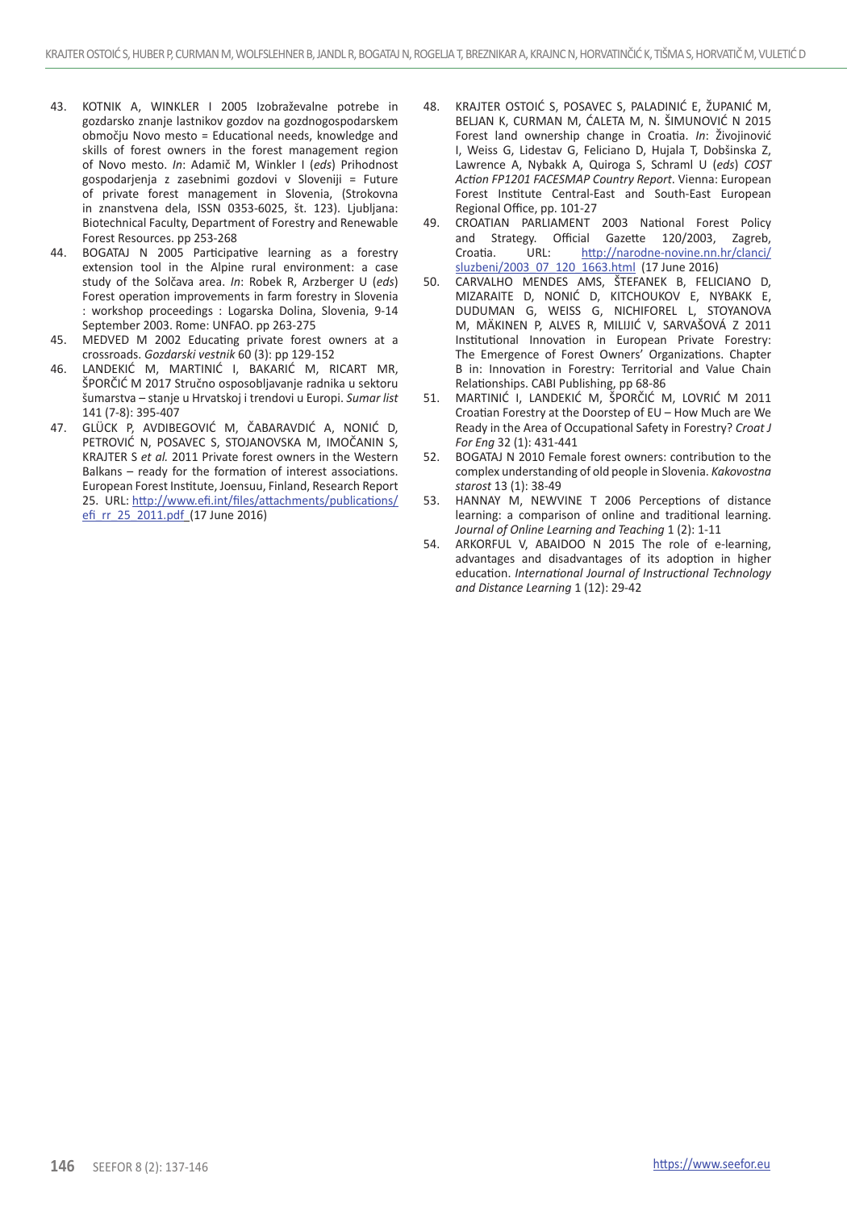43. KOTNIK A, WINKLER I 2005 Izobraževalne potrebe in gozdarsko znanje lastnikov gozdov na gozdnogospodarskem območju Novo mesto = Educational needs, knowledge and skills of forest owners in the forest management region of Novo mesto. *In*: Adamič M, Winkler I (*eds*) Prihodnost gospodarjenja z zasebnimi gozdovi v Sloveniji = Future of private forest management in Slovenia, (Strokovna in znanstvena dela, ISSN 0353-6025, št. 123). Ljubljana: Biotechnical Faculty, Department of Forestry and Renewable Forest Resources. pp 253-268
44. BOGATAJ N 2005 Participative learning as a forestry extension tool in the Alpine rural environment: a case study of the Solčava area. *In*: Robek R, Arzberger U (*eds*) Forest operation improvements in farm forestry in Slovenia : workshop proceedings : Logarska Dolina, Slovenia, 9-14 September 2003. Rome: UNFAO. pp 263-275
45. MEDVED M 2002 Educating private forest owners at a crossroads. *Gozdarski vestnik* 60 (3): pp 129-152
46. LANDEKIĆ M, MARTINIĆ I, BAKARIĆ M, RICART MR, ŠPORČIĆ M 2017 Stručno osposobljavanje radnika u sektoru šumarstva – stanje u Hrvatskoj i trendovi u Europi. *Sumar list* 141 (7-8): 395-407
47. GLÜCK P, AVDIBEGOVIĆ M, ČABARAVDIĆ A, NONIĆ D, PETROVIĆ N, POSAVEC S, STOJANOVSKA M, IMOČANIN S, KRAJTER S *et al.* 2011 Private forest owners in the Western Balkans – ready for the formation of interest associations. European Forest Institute, Joensuu, Finland, Research Report 25. URL: http://www.efi.int/files/attachments/publications/efi_rr_25_2011.pdf (17 June 2016)
48. KRAJTER OSTOIĆ S, POSAVEC S, PALADINIĆ E, ŽUPANIĆ M, BELJAN K, CURMAN M, ĆALETA M, N. ŠIMUNOVIĆ N 2015 Forest land ownership change in Croatia. *In*: Živojinović I, Weiss G, Lidestav G, Feliciano D, Hujala T, Dobšinska Z, Lawrence A, Nybakk A, Quiroga S, Schraml U (*eds*) *COST Action FP1201 FACESMAP Country Report*. Vienna: European Forest Institute Central-East and South-East European Regional Office, pp. 101-27
49. CROATIAN PARLIAMENT 2003 National Forest Policy and Strategy. Official Gazette 120/2003, Zagreb, Croatia. URL: http://narodne-novine.nn.hr/clanci/sluzbeni/2003_07_120_1663.html (17 June 2016)
50. CARVALHO MENDES AMS, ŠTEFANEK B, FELICIANO D, MIZARAITE D, NONIĆ D, KITCHOUKOV E, NYBAKK E, DUDUMAN G, WEISS G, NICHIFOREL L, STOYANOVA M, MÄKINEN P, ALVES R, MILIJIĆ V, SARVAŠOVÁ Z 2011 Institutional Innovation in European Private Forestry: The Emergence of Forest Owners' Organizations. Chapter B in: Innovation in Forestry: Territorial and Value Chain Relationships. CABI Publishing, pp 68-86
51. MARTINIĆ I, LANDEKIĆ M, ŠPORČIĆ M, LOVRIĆ M 2011 Croatian Forestry at the Doorstep of EU – How Much are We Ready in the Area of Occupational Safety in Forestry? *Croat J For Eng* 32 (1): 431-441
52. BOGATAJ N 2010 Female forest owners: contribution to the complex understanding of old people in Slovenia. *Kakovostna starost* 13 (1): 38-49
53. HANNAY M, NEWVINE T 2006 Perceptions of distance learning: a comparison of online and traditional learning. *Journal of Online Learning and Teaching* 1 (2): 1-11
54. ARKORFUL V, ABAIDOO N 2015 The role of e-learning, advantages and disadvantages of its adoption in higher education. *International Journal of Instructional Technology and Distance Learning* 1 (12): 29-42